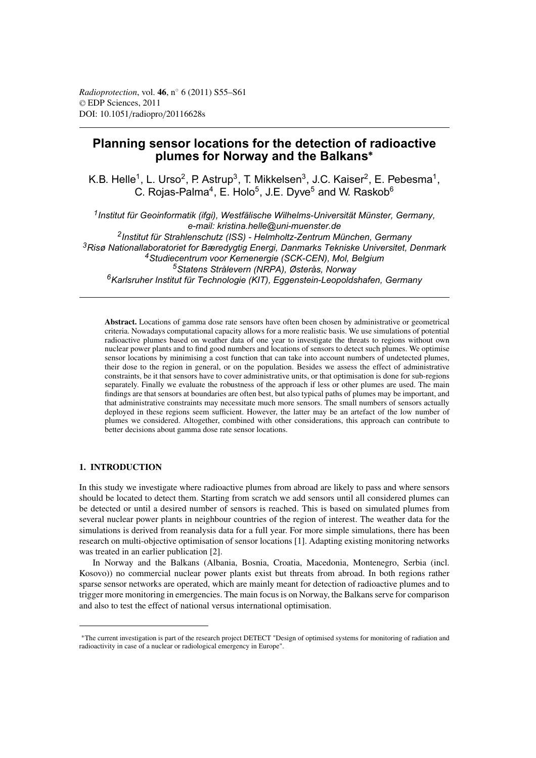# Planning sensor locations for the detection of radioactive plumes for Norway and the Balkans*

K.B. Helle[1], L. Urso[2], P. Astrup[3], T. Mikkelsen[3], J.C. Kaiser[2], E. Pebesma[1], C. Rojas-Palma[4], E. Holo[5], J.E. Dyve[5] and W. Raskob[6]

[1] *Institut für Geoinformatik (ifgi), Westfälische Wilhelms-Universität Münster, Germany, e-mail: kristina.helle@uni-muenster.de*
[2] *Institut für Strahlenschutz (ISS) - Helmholtz-Zentrum München, Germany*
[3] *Risø Nationallaboratoriet for Bæredygtig Energi, Danmarks Tekniske Universitet, Denmark*
[4] *Studiecentrum voor Kernenergie (SCK-CEN), Mol, Belgium*
[5] *Statens Strålevern (NRPA), Østerås, Norway*
[6] *Karlsruher Institut für Technologie (KIT), Eggenstein-Leopoldshafen, Germany*

**Abstract.** Locations of gamma dose rate sensors have often been chosen by administrative or geometrical criteria. Nowadays computational capacity allows for a more realistic basis. We use simulations of potential radioactive plumes based on weather data of one year to investigate the threats to regions without own nuclear power plants and to find good numbers and locations of sensors to detect such plumes. We optimise sensor locations by minimising a cost function that can take into account numbers of undetected plumes, their dose to the region in general, or on the population. Besides we assess the effect of administrative constraints, be it that sensors have to cover administrative units, or that optimisation is done for sub-regions separately. Finally we evaluate the robustness of the approach if less or other plumes are used. The main findings are that sensors at boundaries are often best, but also typical paths of plumes may be important, and that administrative constraints may necessitate much more sensors. The small numbers of sensors actually deployed in these regions seem sufficient. However, the latter may be an artefact of the low number of plumes we considered. Altogether, combined with other considerations, this approach can contribute to better decisions about gamma dose rate sensor locations.

## 1. INTRODUCTION

In this study we investigate where radioactive plumes from abroad are likely to pass and where sensors should be located to detect them. Starting from scratch we add sensors until all considered plumes can be detected or until a desired number of sensors is reached. This is based on simulated plumes from several nuclear power plants in neighbour countries of the region of interest. The weather data for the simulations is derived from reanalysis data for a full year. For more simple simulations, there has been research on multi-objective optimisation of sensor locations [1]. Adapting existing monitoring networks was treated in an earlier publication [2].

In Norway and the Balkans (Albania, Bosnia, Croatia, Macedonia, Montenegro, Serbia (incl. Kosovo)) no commercial nuclear power plants exist but threats from abroad. In both regions rather sparse sensor networks are operated, which are mainly meant for detection of radioactive plumes and to trigger more monitoring in emergencies. The main focus is on Norway, the Balkans serve for comparison and also to test the effect of national versus international optimisation.

*The current investigation is part of the research project DETECT "Design of optimised systems for monitoring of radiation and radioactivity in case of a nuclear or radiological emergency in Europe".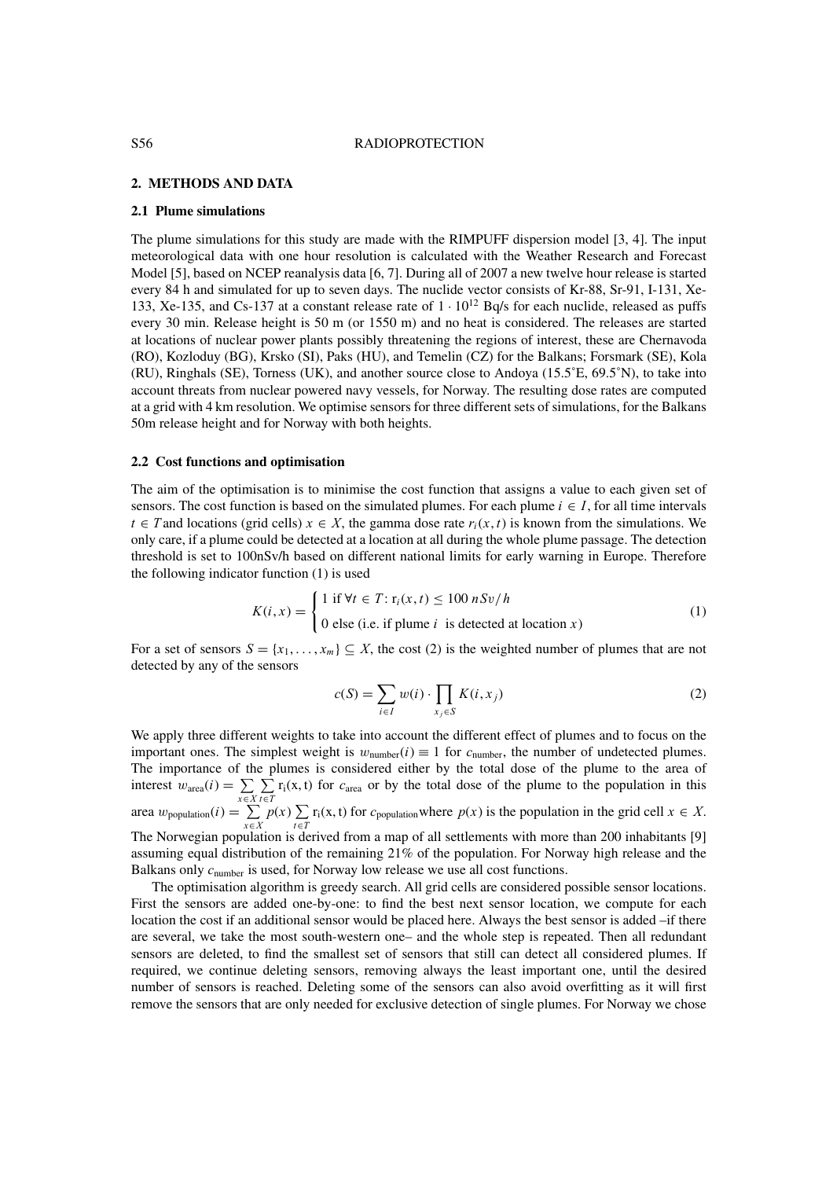## 2. METHODS AND DATA

### 2.1 Plume simulations

The plume simulations for this study are made with the RIMPUFF dispersion model [3, 4]. The input meteorological data with one hour resolution is calculated with the Weather Research and Forecast Model [5], based on NCEP reanalysis data [6, 7]. During all of 2007 a new twelve hour release is started every 84 h and simulated for up to seven days. The nuclide vector consists of Kr-88, Sr-91, I-131, Xe-133, Xe-135, and Cs-137 at a constant release rate of $1 \cdot 10^{12}$ Bq/s for each nuclide, released as puffs every 30 min. Release height is 50 m (or 1550 m) and no heat is considered. The releases are started at locations of nuclear power plants possibly threatening the regions of interest, these are Chernavoda (RO), Kozloduy (BG), Krsko (SI), Paks (HU), and Temelin (CZ) for the Balkans; Forsmark (SE), Kola (RU), Ringhals (SE), Torness (UK), and another source close to Andoya (15.5˚E, 69.5˚N), to take into account threats from nuclear powered navy vessels, for Norway. The resulting dose rates are computed at a grid with 4 km resolution. We optimise sensors for three different sets of simulations, for the Balkans 50m release height and for Norway with both heights.

### 2.2 Cost functions and optimisation

The aim of the optimisation is to minimise the cost function that assigns a value to each given set of sensors. The cost function is based on the simulated plumes. For each plume $i \in I$, for all time intervals $t \in T$ and locations (grid cells) $x \in X$, the gamma dose rate $r_i(x,t)$ is known from the simulations. We only care, if a plume could be detected at a location at all during the whole plume passage. The detection threshold is set to 100nSv/h based on different national limits for early warning in Europe. Therefore the following indicator function (1) is used

$$K(i,x) = \begin{cases} 1 \text{ if } \forall t \in T\colon \mathrm{r}_i(x,t) \leq 100\ nSv/h \\ 0 \text{ else (i.e. if plume } i \text{ is detected at location } x) \end{cases} \tag{1}$$

For a set of sensors $S = \{x_1, \ldots, x_m\} \subseteq X$, the cost (2) is the weighted number of plumes that are not detected by any of the sensors

$$c(S) = \sum_{i \in I} w(i) \cdot \prod_{x_j \in S} K(i, x_j) \tag{2}$$

We apply three different weights to take into account the different effect of plumes and to focus on the important ones. The simplest weight is $w_{\text{number}}(i) \equiv 1$ for $c_{\text{number}}$, the number of undetected plumes. The importance of the plumes is considered either by the total dose of the plume to the area of interest $w_{\text{area}}(i) = \sum_{x \in X} \sum_{t \in T} \mathrm{r_i(x,t)}$ for $c_{\text{area}}$ or by the total dose of the plume to the population in this area $w_{\text{population}}(i) = \sum_{x \in X} p(x) \sum_{t \in T} \mathrm{r_i(x,t)}$ for $c_{\text{population}}$ where $p(x)$ is the population in the grid cell $x \in X$. The Norwegian population is derived from a map of all settlements with more than 200 inhabitants [9] assuming equal distribution of the remaining 21% of the population. For Norway high release and the Balkans only $c_{\text{number}}$ is used, for Norway low release we use all cost functions.

The optimisation algorithm is greedy search. All grid cells are considered possible sensor locations. First the sensors are added one-by-one: to find the best next sensor location, we compute for each location the cost if an additional sensor would be placed here. Always the best sensor is added –if there are several, we take the most south-western one– and the whole step is repeated. Then all redundant sensors are deleted, to find the smallest set of sensors that still can detect all considered plumes. If required, we continue deleting sensors, removing always the least important one, until the desired number of sensors is reached. Deleting some of the sensors can also avoid overfitting as it will first remove the sensors that are only needed for exclusive detection of single plumes. For Norway we chose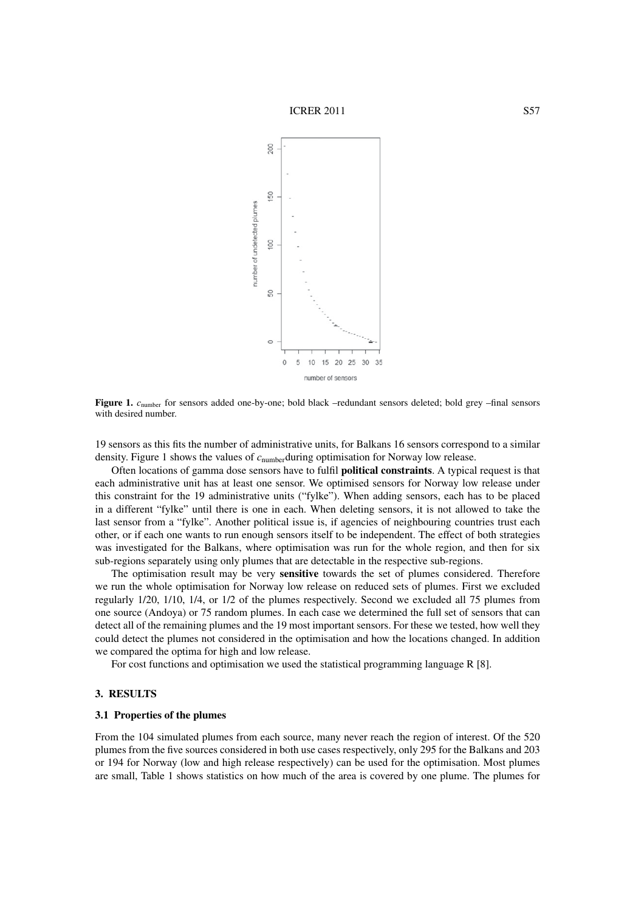Figure 1. $c_{\text{number}}$ for sensors added one-by-one; bold black –redundant sensors deleted; bold grey –final sensors with desired number.

19 sensors as this fits the number of administrative units, for Balkans 16 sensors correspond to a similar density. Figure 1 shows the values of $c_{\text{number}}$ during optimisation for Norway low release.

Often locations of gamma dose sensors have to fulfil **political constraints**. A typical request is that each administrative unit has at least one sensor. We optimised sensors for Norway low release under this constraint for the 19 administrative units ("fylke"). When adding sensors, each has to be placed in a different "fylke" until there is one in each. When deleting sensors, it is not allowed to take the last sensor from a "fylke". Another political issue is, if agencies of neighbouring countries trust each other, or if each one wants to run enough sensors itself to be independent. The effect of both strategies was investigated for the Balkans, where optimisation was run for the whole region, and then for six sub-regions separately using only plumes that are detectable in the respective sub-regions.

The optimisation result may be very **sensitive** towards the set of plumes considered. Therefore we run the whole optimisation for Norway low release on reduced sets of plumes. First we excluded regularly 1/20, 1/10, 1/4, or 1/2 of the plumes respectively. Second we excluded all 75 plumes from one source (Andoya) or 75 random plumes. In each case we determined the full set of sensors that can detect all of the remaining plumes and the 19 most important sensors. For these we tested, how well they could detect the plumes not considered in the optimisation and how the locations changed. In addition we compared the optima for high and low release.

For cost functions and optimisation we used the statistical programming language R [8].

## 3. RESULTS

### 3.1 Properties of the plumes

From the 104 simulated plumes from each source, many never reach the region of interest. Of the 520 plumes from the five sources considered in both use cases respectively, only 295 for the Balkans and 203 or 194 for Norway (low and high release respectively) can be used for the optimisation. Most plumes are small, Table 1 shows statistics on how much of the area is covered by one plume. The plumes for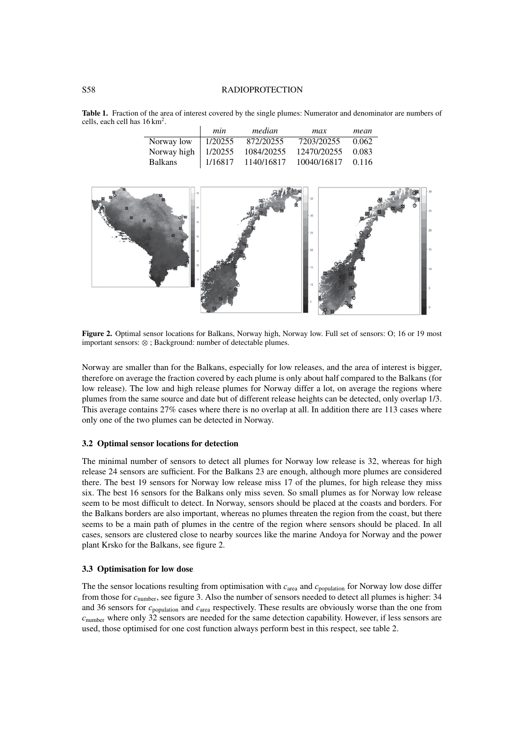**Table 1.** Fraction of the area of interest covered by the single plumes: Numerator and denominator are numbers of cells, each cell has $16\,\mathrm{km}^2$.

| | *min* | *median* | *max* | *mean* |
|---|---|---|---|---|
| Norway low | 1/20255 | 872/20255 | 7203/20255 | 0.062 |
| Norway high | 1/20255 | 1084/20255 | 12470/20255 | 0.083 |
| Balkans | 1/16817 | 1140/16817 | 10040/16817 | 0.116 |

**Figure 2.** Optimal sensor locations for Balkans, Norway high, Norway low. Full set of sensors: O; 16 or 19 most important sensors: ⊗ ; Background: number of detectable plumes.

Norway are smaller than for the Balkans, especially for low releases, and the area of interest is bigger, therefore on average the fraction covered by each plume is only about half compared to the Balkans (for low release). The low and high release plumes for Norway differ a lot, on average the regions where plumes from the same source and date but of different release heights can be detected, only overlap 1/3. This average contains 27% cases where there is no overlap at all. In addition there are 113 cases where only one of the two plumes can be detected in Norway.

### 3.2 Optimal sensor locations for detection

The minimal number of sensors to detect all plumes for Norway low release is 32, whereas for high release 24 sensors are sufficient. For the Balkans 23 are enough, although more plumes are considered there. The best 19 sensors for Norway low release miss 17 of the plumes, for high release they miss six. The best 16 sensors for the Balkans only miss seven. So small plumes as for Norway low release seem to be most difficult to detect. In Norway, sensors should be placed at the coasts and borders. For the Balkans borders are also important, whereas no plumes threaten the region from the coast, but there seems to be a main path of plumes in the centre of the region where sensors should be placed. In all cases, sensors are clustered close to nearby sources like the marine Andoya for Norway and the power plant Krsko for the Balkans, see figure 2.

### 3.3 Optimisation for low dose

The the sensor locations resulting from optimisation with $c_{\text{area}}$ and $c_{\text{population}}$ for Norway low dose differ from those for $c_{\text{number}}$, see figure 3. Also the number of sensors needed to detect all plumes is higher: 34 and 36 sensors for $c_{\text{population}}$ and $c_{\text{area}}$ respectively. These results are obviously worse than the one from $c_{\text{number}}$ where only 32 sensors are needed for the same detection capability. However, if less sensors are used, those optimised for one cost function always perform best in this respect, see table 2.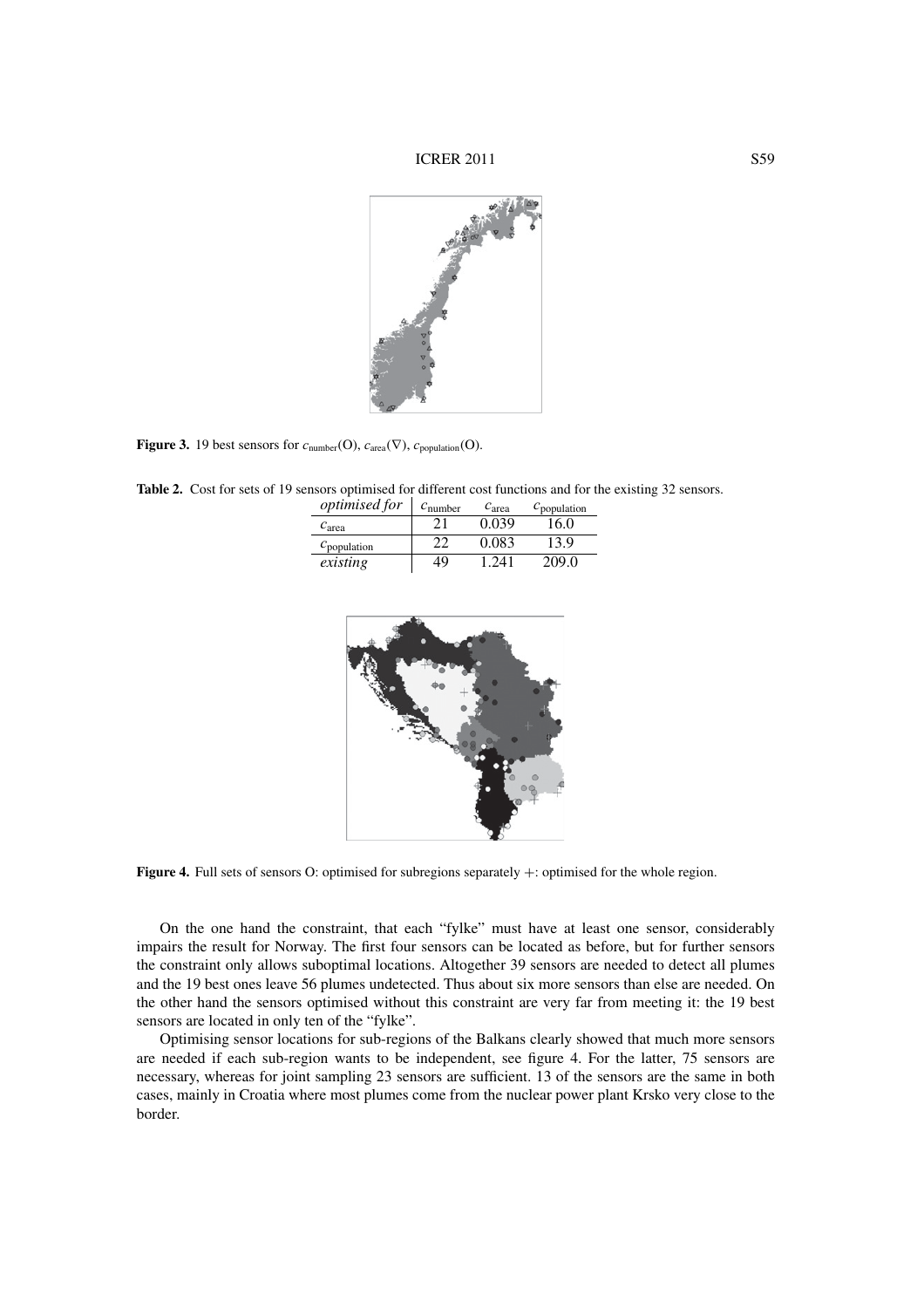**Figure 3.** 19 best sensors for $c_{\text{number}}$(O), $c_{\text{area}}$($\nabla$), $c_{\text{population}}$(O).

**Table 2.** Cost for sets of 19 sensors optimised for different cost functions and for the existing 32 sensors.

| *optimised for* | $c_{\text{number}}$ | $c_{\text{area}}$ | $c_{\text{population}}$ |
|---|---|---|---|
| $c_{\text{area}}$ | 21 | 0.039 | 16.0 |
| $c_{\text{population}}$ | 22 | 0.083 | 13.9 |
| *existing* | 49 | 1.241 | 209.0 |

**Figure 4.** Full sets of sensors O: optimised for subregions separately +: optimised for the whole region.

On the one hand the constraint, that each "fylke" must have at least one sensor, considerably impairs the result for Norway. The first four sensors can be located as before, but for further sensors the constraint only allows suboptimal locations. Altogether 39 sensors are needed to detect all plumes and the 19 best ones leave 56 plumes undetected. Thus about six more sensors than else are needed. On the other hand the sensors optimised without this constraint are very far from meeting it: the 19 best sensors are located in only ten of the "fylke".

Optimising sensor locations for sub-regions of the Balkans clearly showed that much more sensors are needed if each sub-region wants to be independent, see figure 4. For the latter, 75 sensors are necessary, whereas for joint sampling 23 sensors are sufficient. 13 of the sensors are the same in both cases, mainly in Croatia where most plumes come from the nuclear power plant Krsko very close to the border.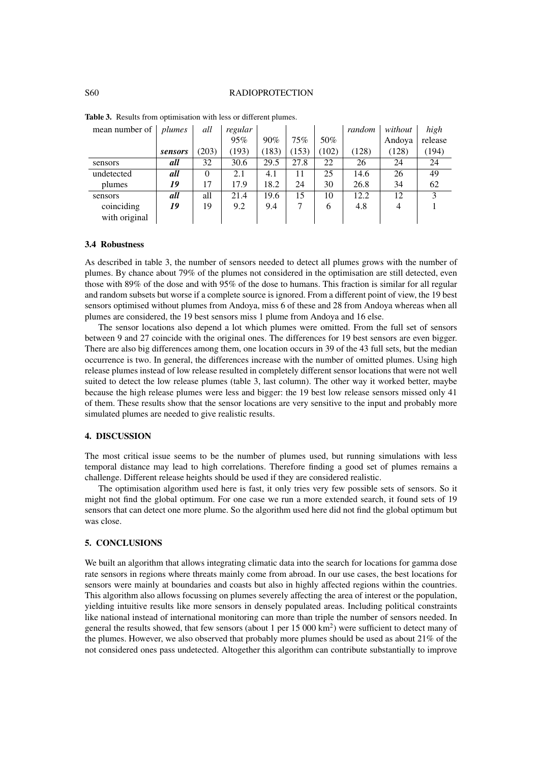**Table 3.** Results from optimisation with less or different plumes.

| mean number of | *plumes* | *all* | *regular* 95% | 90% | 75% | 50% | *random* | *without* Andoya | *high* release |
|---|---|---|---|---|---|---|---|---|---|
| | ***sensors*** | (203) | (193) | (183) | (153) | (102) | (128) | (128) | (194) |
| sensors | ***all*** | 32 | 30.6 | 29.5 | 27.8 | 22 | 26 | 24 | 24 |
| undetected | ***all*** | 0 | 2.1 | 4.1 | 11 | 25 | 14.6 | 26 | 49 |
| plumes | ***19*** | 17 | 17.9 | 18.2 | 24 | 30 | 26.8 | 34 | 62 |
| sensors | ***all*** | all | 21.4 | 19.6 | 15 | 10 | 12.2 | 12 | 3 |
| coinciding | ***19*** | 19 | 9.2 | 9.4 | 7 | 6 | 4.8 | 4 | 1 |
| with original | | | | | | | | | |

### 3.4 Robustness

As described in table 3, the number of sensors needed to detect all plumes grows with the number of plumes. By chance about 79% of the plumes not considered in the optimisation are still detected, even those with 89% of the dose and with 95% of the dose to humans. This fraction is similar for all regular and random subsets but worse if a complete source is ignored. From a different point of view, the 19 best sensors optimised without plumes from Andoya, miss 6 of these and 28 from Andoya whereas when all plumes are considered, the 19 best sensors miss 1 plume from Andoya and 16 else.

The sensor locations also depend a lot which plumes were omitted. From the full set of sensors between 9 and 27 coincide with the original ones. The differences for 19 best sensors are even bigger. There are also big differences among them, one location occurs in 39 of the 43 full sets, but the median occurrence is two. In general, the differences increase with the number of omitted plumes. Using high release plumes instead of low release resulted in completely different sensor locations that were not well suited to detect the low release plumes (table 3, last column). The other way it worked better, maybe because the high release plumes were less and bigger: the 19 best low release sensors missed only 41 of them. These results show that the sensor locations are very sensitive to the input and probably more simulated plumes are needed to give realistic results.

## 4. DISCUSSION

The most critical issue seems to be the number of plumes used, but running simulations with less temporal distance may lead to high correlations. Therefore finding a good set of plumes remains a challenge. Different release heights should be used if they are considered realistic.

The optimisation algorithm used here is fast, it only tries very few possible sets of sensors. So it might not find the global optimum. For one case we run a more extended search, it found sets of 19 sensors that can detect one more plume. So the algorithm used here did not find the global optimum but was close.

## 5. CONCLUSIONS

We built an algorithm that allows integrating climatic data into the search for locations for gamma dose rate sensors in regions where threats mainly come from abroad. In our use cases, the best locations for sensors were mainly at boundaries and coasts but also in highly affected regions within the countries. This algorithm also allows focussing on plumes severely affecting the area of interest or the population, yielding intuitive results like more sensors in densely populated areas. Including political constraints like national instead of international monitoring can more than triple the number of sensors needed. In general the results showed, that few sensors (about 1 per 15 000 $km^2$) were sufficient to detect many of the plumes. However, we also observed that probably more plumes should be used as about 21% of the not considered ones pass undetected. Altogether this algorithm can contribute substantially to improve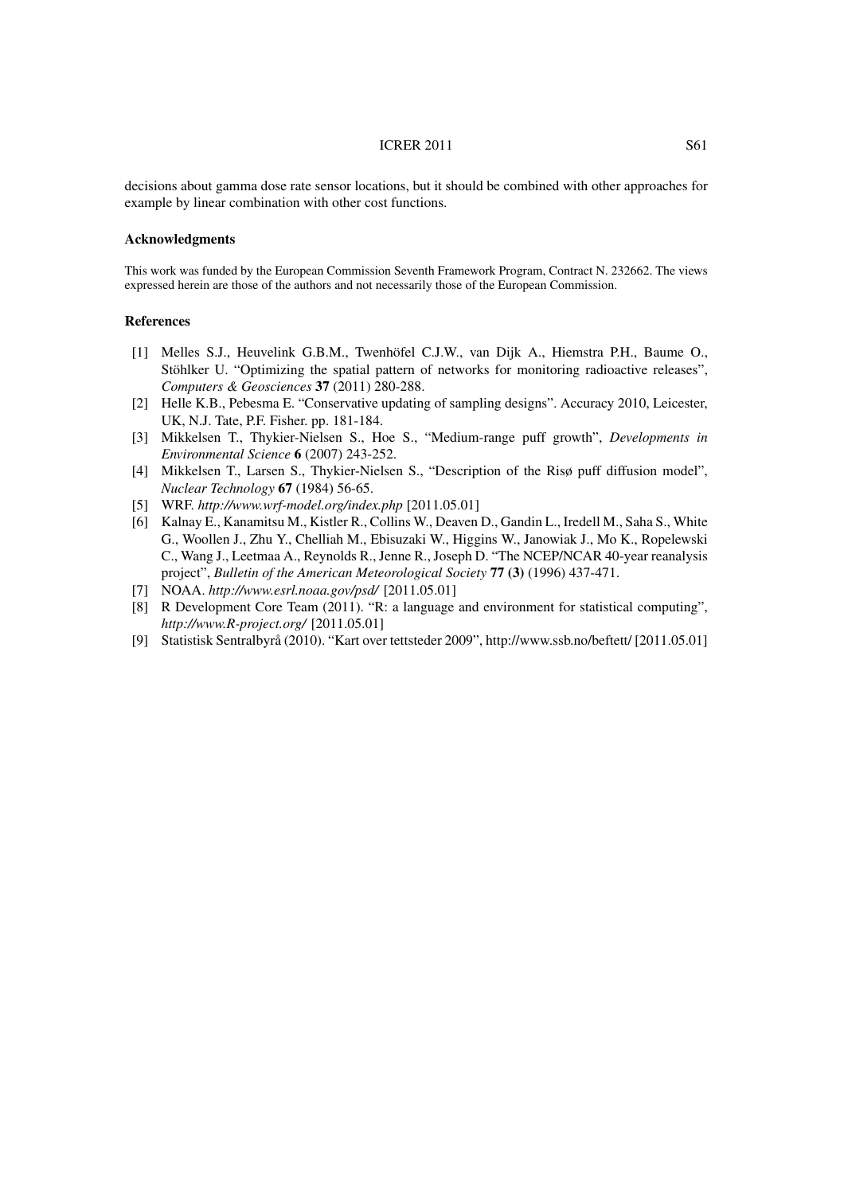decisions about gamma dose rate sensor locations, but it should be combined with other approaches for example by linear combination with other cost functions.

### Acknowledgments

This work was funded by the European Commission Seventh Framework Program, Contract N. 232662. The views expressed herein are those of the authors and not necessarily those of the European Commission.

### References

[1] Melles S.J., Heuvelink G.B.M., Twenhöfel C.J.W., van Dijk A., Hiemstra P.H., Baume O., Stöhlker U. "Optimizing the spatial pattern of networks for monitoring radioactive releases", *Computers & Geosciences* **37** (2011) 280-288.

[2] Helle K.B., Pebesma E. "Conservative updating of sampling designs". Accuracy 2010, Leicester, UK, N.J. Tate, P.F. Fisher. pp. 181-184.

[3] Mikkelsen T., Thykier-Nielsen S., Hoe S., "Medium-range puff growth", *Developments in Environmental Science* **6** (2007) 243-252.

[4] Mikkelsen T., Larsen S., Thykier-Nielsen S., "Description of the Risø puff diffusion model", *Nuclear Technology* **67** (1984) 56-65.

[5] WRF. *http://www.wrf-model.org/index.php* [2011.05.01]

[6] Kalnay E., Kanamitsu M., Kistler R., Collins W., Deaven D., Gandin L., Iredell M., Saha S., White G., Woollen J., Zhu Y., Chelliah M., Ebisuzaki W., Higgins W., Janowiak J., Mo K., Ropelewski C., Wang J., Leetmaa A., Reynolds R., Jenne R., Joseph D. "The NCEP/NCAR 40-year reanalysis project", *Bulletin of the American Meteorological Society* **77 (3)** (1996) 437-471.

[7] NOAA. *http://www.esrl.noaa.gov/psd/* [2011.05.01]

[8] R Development Core Team (2011). "R: a language and environment for statistical computing", *http://www.R-project.org/* [2011.05.01]

[9] Statistisk Sentralbyrå (2010). "Kart over tettsteder 2009", http://www.ssb.no/beftett/ [2011.05.01]